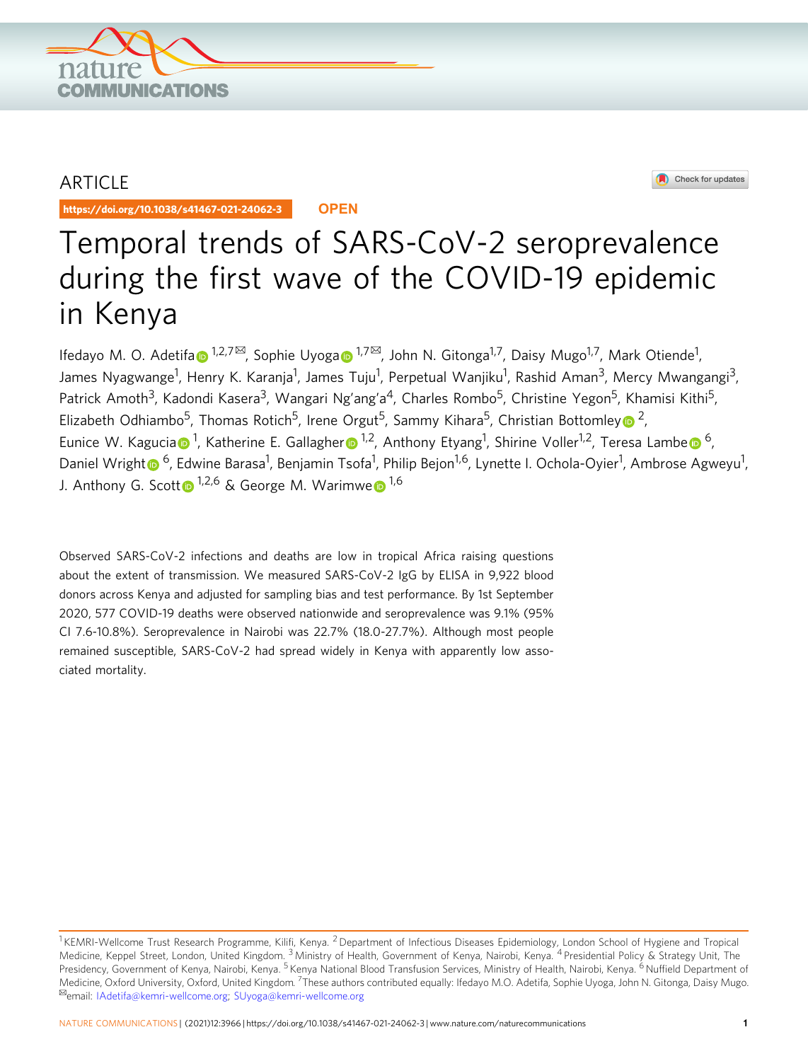ARTICLE

https://doi.org/10.1038/s41467-021-24062-3 OPEN

# Temporal trends of SARS-CoV-2 seroprevalence during the first wave of the COVID-19 epidemic in Kenya

Ifedayo M. O. Adetifa[1,2,7✉], Sophie Uyoga[1,7✉], John N. Gitonga[1,7], Daisy Mugo[1,7], Mark Otiende[1], James Nyagwange[1], Henry K. Karanja[1], James Tuju[1], Perpetual Wanjiku[1], Rashid Aman[3], Mercy Mwangangi[3], Patrick Amoth[3], Kadondi Kasera[3], Wangari Ng'ang'a[4], Charles Rombo[5], Christine Yegon[5], Khamisi Kithi[5], Elizabeth Odhiambo[5], Thomas Rotich[5], Irene Orgut[5], Sammy Kihara[5], Christian Bottomley[2], Eunice W. Kagucia[1], Katherine E. Gallagher[1,2], Anthony Etyang[1], Shirine Voller[1,2], Teresa Lambe[6], Daniel Wright[6], Edwine Barasa[1], Benjamin Tsofa[1], Philip Bejon[1,6], Lynette I. Ochola-Oyier[1], Ambrose Agweyu[1], J. Anthony G. Scott[1,2,6] & George M. Warimwe[1,6]

Observed SARS-CoV-2 infections and deaths are low in tropical Africa raising questions about the extent of transmission. We measured SARS-CoV-2 IgG by ELISA in 9,922 blood donors across Kenya and adjusted for sampling bias and test performance. By 1st September 2020, 577 COVID-19 deaths were observed nationwide and seroprevalence was 9.1% (95% CI 7.6-10.8%). Seroprevalence in Nairobi was 22.7% (18.0-27.7%). Although most people remained susceptible, SARS-CoV-2 had spread widely in Kenya with apparently low associated mortality.

---

[1] KEMRI-Wellcome Trust Research Programme, Kilifi, Kenya. [2] Department of Infectious Diseases Epidemiology, London School of Hygiene and Tropical Medicine, Keppel Street, London, United Kingdom. [3] Ministry of Health, Government of Kenya, Nairobi, Kenya. [4] Presidential Policy & Strategy Unit, The Presidency, Government of Kenya, Nairobi, Kenya. [5] Kenya National Blood Transfusion Services, Ministry of Health, Nairobi, Kenya. [6] Nuffield Department of Medicine, Oxford University, Oxford, United Kingdom. [7] These authors contributed equally: Ifedayo M.O. Adetifa, Sophie Uyoga, John N. Gitonga, Daisy Mugo. ✉email: IAdetifa@kemri-wellcome.org; SUyoga@kemri-wellcome.org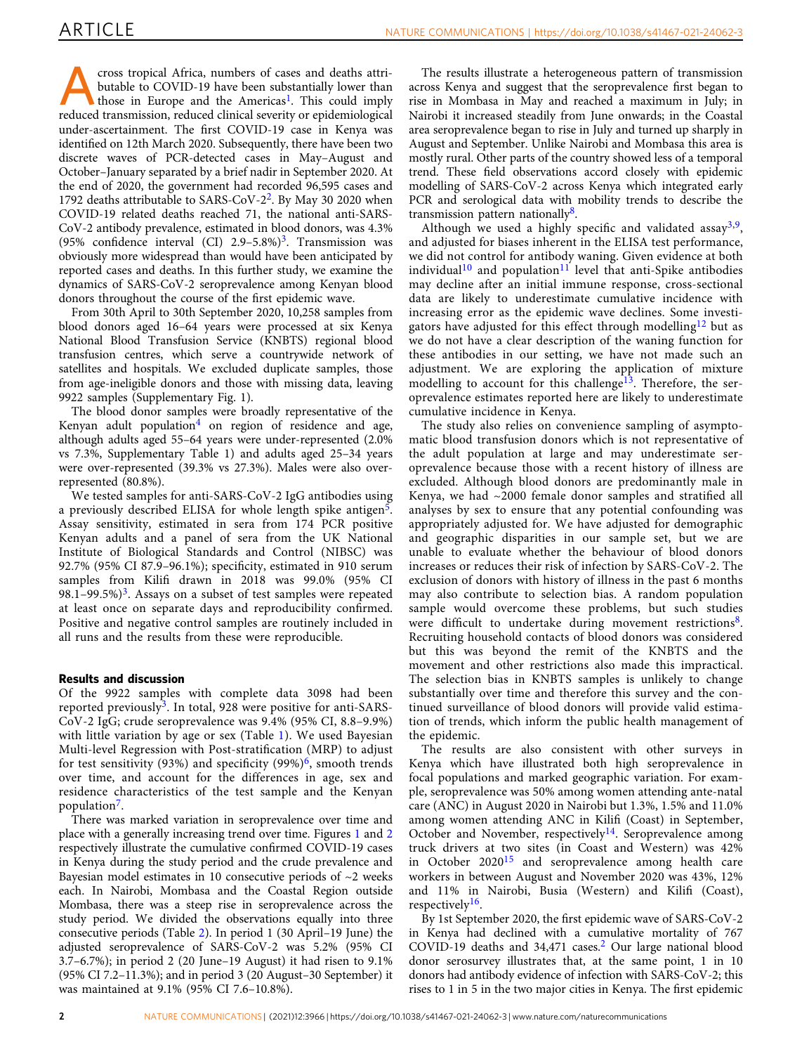Across tropical Africa, numbers of cases and deaths attributable to COVID-19 have been substantially lower than those in Europe and the Americas[1]. This could imply reduced transmission, reduced clinical severity or epidemiological under-ascertainment. The first COVID-19 case in Kenya was identified on 12th March 2020. Subsequently, there have been two discrete waves of PCR-detected cases in May–August and October–January separated by a brief nadir in September 2020. At the end of 2020, the government had recorded 96,595 cases and 1792 deaths attributable to SARS-CoV-2[2]. By May 30 2020 when COVID-19 related deaths reached 71, the national anti-SARS-CoV-2 antibody prevalence, estimated in blood donors, was 4.3% (95% confidence interval (CI) 2.9–5.8%)[3]. Transmission was obviously more widespread than would have been anticipated by reported cases and deaths. In this further study, we examine the dynamics of SARS-CoV-2 seroprevalence among Kenyan blood donors throughout the course of the first epidemic wave.

From 30th April to 30th September 2020, 10,258 samples from blood donors aged 16–64 years were processed at six Kenya National Blood Transfusion Service (KNBTS) regional blood transfusion centres, which serve a countrywide network of satellites and hospitals. We excluded duplicate samples, those from age-ineligible donors and those with missing data, leaving 9922 samples (Supplementary Fig. 1).

The blood donor samples were broadly representative of the Kenyan adult population[4] on region of residence and age, although adults aged 55–64 years were under-represented (2.0% vs 7.3%, Supplementary Table 1) and adults aged 25–34 years were over-represented (39.3% vs 27.3%). Males were also over-represented (80.8%).

We tested samples for anti-SARS-CoV-2 IgG antibodies using a previously described ELISA for whole length spike antigen[5]. Assay sensitivity, estimated in sera from 174 PCR positive Kenyan adults and a panel of sera from the UK National Institute of Biological Standards and Control (NIBSC) was 92.7% (95% CI 87.9–96.1%); specificity, estimated in 910 serum samples from Kilifi drawn in 2018 was 99.0% (95% CI 98.1–99.5%)[3]. Assays on a subset of test samples were repeated at least once on separate days and reproducibility confirmed. Positive and negative control samples are routinely included in all runs and the results from these were reproducible.

## Results and discussion

Of the 9922 samples with complete data 3098 had been reported previously[3]. In total, 928 were positive for anti-SARS-CoV-2 IgG; crude seroprevalence was 9.4% (95% CI, 8.8–9.9%) with little variation by age or sex (Table 1). We used Bayesian Multi-level Regression with Post-stratification (MRP) to adjust for test sensitivity (93%) and specificity (99%)[6], smooth trends over time, and account for the differences in age, sex and residence characteristics of the test sample and the Kenyan population[7].

There was marked variation in seroprevalence over time and place with a generally increasing trend over time. Figures 1 and 2 respectively illustrate the cumulative confirmed COVID-19 cases in Kenya during the study period and the crude prevalence and Bayesian model estimates in 10 consecutive periods of ~2 weeks each. In Nairobi, Mombasa and the Coastal Region outside Mombasa, there was a steep rise in seroprevalence across the study period. We divided the observations equally into three consecutive periods (Table 2). In period 1 (30 April–19 June) the adjusted seroprevalence of SARS-CoV-2 was 5.2% (95% CI 3.7–6.7%); in period 2 (20 June–19 August) it had risen to 9.1% (95% CI 7.2–11.3%); and in period 3 (20 August–30 September) it was maintained at 9.1% (95% CI 7.6–10.8%).

The results illustrate a heterogeneous pattern of transmission across Kenya and suggest that the seroprevalence first began to rise in Mombasa in May and reached a maximum in July; in Nairobi it increased steadily from June onwards; in the Coastal area seroprevalence began to rise in July and turned up sharply in August and September. Unlike Nairobi and Mombasa this area is mostly rural. Other parts of the country showed less of a temporal trend. These field observations accord closely with epidemic modelling of SARS-CoV-2 across Kenya which integrated early PCR and serological data with mobility trends to describe the transmission pattern nationally[8].

Although we used a highly specific and validated assay[3,9], and adjusted for biases inherent in the ELISA test performance, we did not control for antibody waning. Given evidence at both individual[10] and population[11] level that anti-Spike antibodies may decline after an initial immune response, cross-sectional data are likely to underestimate cumulative incidence with increasing error as the epidemic wave declines. Some investigators have adjusted for this effect through modelling[12] but as we do not have a clear description of the waning function for these antibodies in our setting, we have not made such an adjustment. We are exploring the application of mixture modelling to account for this challenge[13]. Therefore, the seroprevalence estimates reported here are likely to underestimate cumulative incidence in Kenya.

The study also relies on convenience sampling of asymptomatic blood transfusion donors which is not representative of the adult population at large and may underestimate seroprevalence because those with a recent history of illness are excluded. Although blood donors are predominantly male in Kenya, we had ~2000 female donor samples and stratified all analyses by sex to ensure that any potential confounding was appropriately adjusted for. We have adjusted for demographic and geographic disparities in our sample set, but we are unable to evaluate whether the behaviour of blood donors increases or reduces their risk of infection by SARS-CoV-2. The exclusion of donors with history of illness in the past 6 months may also contribute to selection bias. A random population sample would overcome these problems, but such studies were difficult to undertake during movement restrictions[8]. Recruiting household contacts of blood donors was considered but this was beyond the remit of the KNBTS and the movement and other restrictions also made this impractical. The selection bias in KNBTS samples is unlikely to change substantially over time and therefore this survey and the continued surveillance of blood donors will provide valid estimation of trends, which inform the public health management of the epidemic.

The results are also consistent with other surveys in Kenya which have illustrated both high seroprevalence in focal populations and marked geographic variation. For example, seroprevalence was 50% among women attending ante-natal care (ANC) in August 2020 in Nairobi but 1.3%, 1.5% and 11.0% among women attending ANC in Kilifi (Coast) in September, October and November, respectively[14]. Seroprevalence among truck drivers at two sites (in Coast and Western) was 42% in October 2020[15] and seroprevalence among health care workers in between August and November 2020 was 43%, 12% and 11% in Nairobi, Busia (Western) and Kilifi (Coast), respectively[16].

By 1st September 2020, the first epidemic wave of SARS-CoV-2 in Kenya had declined with a cumulative mortality of 767 COVID-19 deaths and 34,471 cases.[2] Our large national blood donor serosurvey illustrates that, at the same point, 1 in 10 donors had antibody evidence of infection with SARS-CoV-2; this rises to 1 in 5 in the two major cities in Kenya. The first epidemic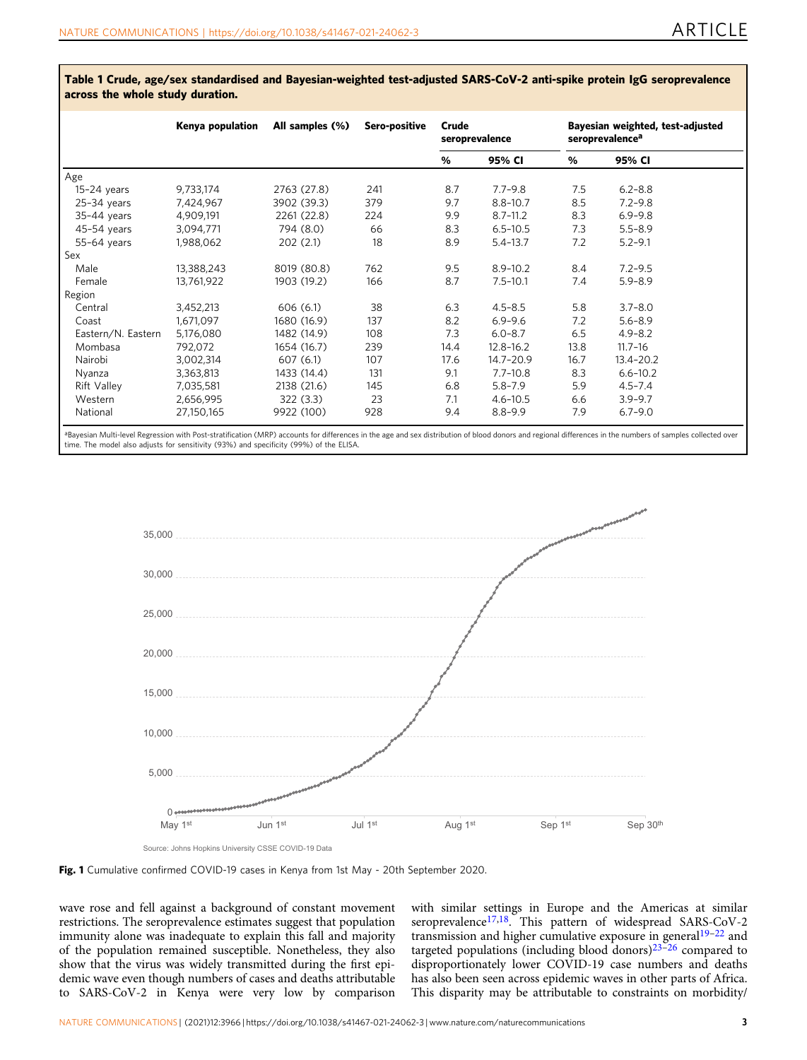**Table 1 Crude, age/sex standardised and Bayesian-weighted test-adjusted SARS-CoV-2 anti-spike protein IgG seroprevalence across the whole study duration.**

| | Kenya population | All samples (%) | Sero-positive | Crude seroprevalence | | Bayesian weighted, test-adjusted seroprevalence[a] | |
|---|---|---|---|---|---|---|---|
| | | | | % | 95% CI | % | 95% CI |
| Age | | | | | | | |
| 15–24 years | 9,733,174 | 2763 (27.8) | 241 | 8.7 | 7.7–9.8 | 7.5 | 6.2–8.8 |
| 25–34 years | 7,424,967 | 3902 (39.3) | 379 | 9.7 | 8.8–10.7 | 8.5 | 7.2–9.8 |
| 35–44 years | 4,909,191 | 2261 (22.8) | 224 | 9.9 | 8.7–11.2 | 8.3 | 6.9–9.8 |
| 45–54 years | 3,094,771 | 794 (8.0) | 66 | 8.3 | 6.5–10.5 | 7.3 | 5.5–8.9 |
| 55–64 years | 1,988,062 | 202 (2.1) | 18 | 8.9 | 5.4–13.7 | 7.2 | 5.2–9.1 |
| Sex | | | | | | | |
| Male | 13,388,243 | 8019 (80.8) | 762 | 9.5 | 8.9–10.2 | 8.4 | 7.2–9.5 |
| Female | 13,761,922 | 1903 (19.2) | 166 | 8.7 | 7.5–10.1 | 7.4 | 5.9–8.9 |
| Region | | | | | | | |
| Central | 3,452,213 | 606 (6.1) | 38 | 6.3 | 4.5–8.5 | 5.8 | 3.7–8.0 |
| Coast | 1,671,097 | 1680 (16.9) | 137 | 8.2 | 6.9–9.6 | 7.2 | 5.6–8.9 |
| Eastern/N. Eastern | 5,176,080 | 1482 (14.9) | 108 | 7.3 | 6.0–8.7 | 6.5 | 4.9–8.2 |
| Mombasa | 792,072 | 1654 (16.7) | 239 | 14.4 | 12.8–16.2 | 13.8 | 11.7–16 |
| Nairobi | 3,002,314 | 607 (6.1) | 107 | 17.6 | 14.7–20.9 | 16.7 | 13.4–20.2 |
| Nyanza | 3,363,813 | 1433 (14.4) | 131 | 9.1 | 7.7–10.8 | 8.3 | 6.6–10.2 |
| Rift Valley | 7,035,581 | 2138 (21.6) | 145 | 6.8 | 5.8–7.9 | 5.9 | 4.5–7.4 |
| Western | 2,656,995 | 322 (3.3) | 23 | 7.1 | 4.6–10.5 | 6.6 | 3.9–9.7 |
| National | 27,150,165 | 9922 (100) | 928 | 9.4 | 8.8–9.9 | 7.9 | 6.7–9.0 |

[a]Bayesian Multi-level Regression with Post-stratification (MRP) accounts for differences in the age and sex distribution of blood donors and regional differences in the numbers of samples collected over time. The model also adjusts for sensitivity (93%) and specificity (99%) of the ELISA.

Source: Johns Hopkins University CSSE COVID-19 Data

**Fig. 1** Cumulative confirmed COVID-19 cases in Kenya from 1st May - 20th September 2020.

wave rose and fell against a background of constant movement restrictions. The seroprevalence estimates suggest that population immunity alone was inadequate to explain this fall and majority of the population remained susceptible. Nonetheless, they also show that the virus was widely transmitted during the first epidemic wave even though numbers of cases and deaths attributable to SARS-CoV-2 in Kenya were very low by comparison with similar settings in Europe and the Americas at similar seroprevalence[17,18]. This pattern of widespread SARS-CoV-2 transmission and higher cumulative exposure in general[19–22] and targeted populations (including blood donors)[23–26] compared to disproportionately lower COVID-19 case numbers and deaths has also been seen across epidemic waves in other parts of Africa. This disparity may be attributable to constraints on morbidity/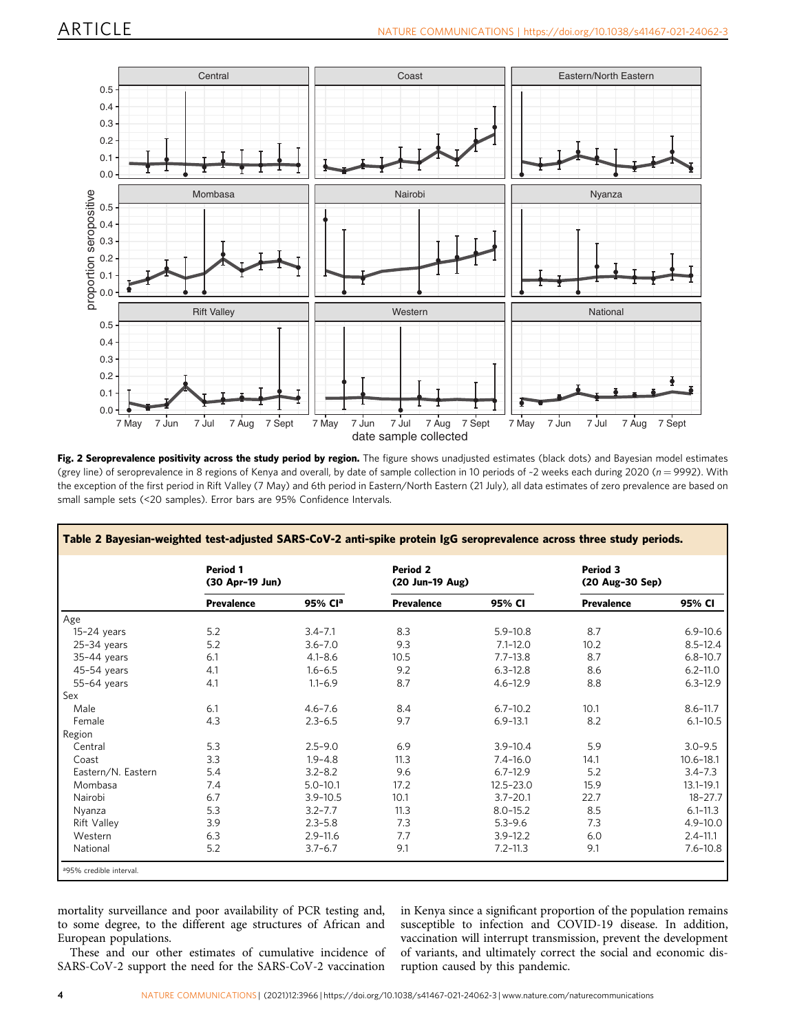**Fig. 2 Seroprevalence positivity across the study period by region.** The figure shows unadjusted estimates (black dots) and Bayesian model estimates (grey line) of seroprevalence in 8 regions of Kenya and overall, by date of sample collection in 10 periods of ~2 weeks each during 2020 ($n = 9992$). With the exception of the first period in Rift Valley (7 May) and 6th period in Eastern/North Eastern (21 July), all data estimates of zero prevalence are based on small sample sets (<20 samples). Error bars are 95% Confidence Intervals.

**Table 2 Bayesian-weighted test-adjusted SARS-CoV-2 anti-spike protein IgG seroprevalence across three study periods.**

| | Period 1 (30 Apr–19 Jun) | | Period 2 (20 Jun–19 Aug) | | Period 3 (20 Aug–30 Sep) | |
|---|---|---|---|---|---|---|
| | Prevalence | 95% CI[a] | Prevalence | 95% CI | Prevalence | 95% CI |
| Age | | | | | | |
| 15–24 years | 5.2 | 3.4–7.1 | 8.3 | 5.9–10.8 | 8.7 | 6.9–10.6 |
| 25–34 years | 5.2 | 3.6–7.0 | 9.3 | 7.1–12.0 | 10.2 | 8.5–12.4 |
| 35–44 years | 6.1 | 4.1–8.6 | 10.5 | 7.7–13.8 | 8.7 | 6.8–10.7 |
| 45–54 years | 4.1 | 1.6–6.5 | 9.2 | 6.3–12.8 | 8.6 | 6.2–11.0 |
| 55–64 years | 4.1 | 1.1–6.9 | 8.7 | 4.6–12.9 | 8.8 | 6.3–12.9 |
| Sex | | | | | | |
| Male | 6.1 | 4.6–7.6 | 8.4 | 6.7–10.2 | 10.1 | 8.6–11.7 |
| Female | 4.3 | 2.3–6.5 | 9.7 | 6.9–13.1 | 8.2 | 6.1–10.5 |
| Region | | | | | | |
| Central | 5.3 | 2.5–9.0 | 6.9 | 3.9–10.4 | 5.9 | 3.0–9.5 |
| Coast | 3.3 | 1.9–4.8 | 11.3 | 7.4–16.0 | 14.1 | 10.6–18.1 |
| Eastern/N. Eastern | 5.4 | 3.2–8.2 | 9.6 | 6.7–12.9 | 5.2 | 3.4–7.3 |
| Mombasa | 7.4 | 5.0–10.1 | 17.2 | 12.5–23.0 | 15.9 | 13.1–19.1 |
| Nairobi | 6.7 | 3.9–10.5 | 10.1 | 3.7–20.1 | 22.7 | 18–27.7 |
| Nyanza | 5.3 | 3.2–7.7 | 11.3 | 8.0–15.2 | 8.5 | 6.1–11.3 |
| Rift Valley | 3.9 | 2.3–5.8 | 7.3 | 5.3–9.6 | 7.3 | 4.9–10.0 |
| Western | 6.3 | 2.9–11.6 | 7.7 | 3.9–12.2 | 6.0 | 2.4–11.1 |
| National | 5.2 | 3.7–6.7 | 9.1 | 7.2–11.3 | 9.1 | 7.6–10.8 |

[a]95% credible interval.

mortality surveillance and poor availability of PCR testing and, to some degree, to the different age structures of African and European populations.

These and our other estimates of cumulative incidence of SARS-CoV-2 support the need for the SARS-CoV-2 vaccination in Kenya since a significant proportion of the population remains susceptible to infection and COVID-19 disease. In addition, vaccination will interrupt transmission, prevent the development of variants, and ultimately correct the social and economic disruption caused by this pandemic.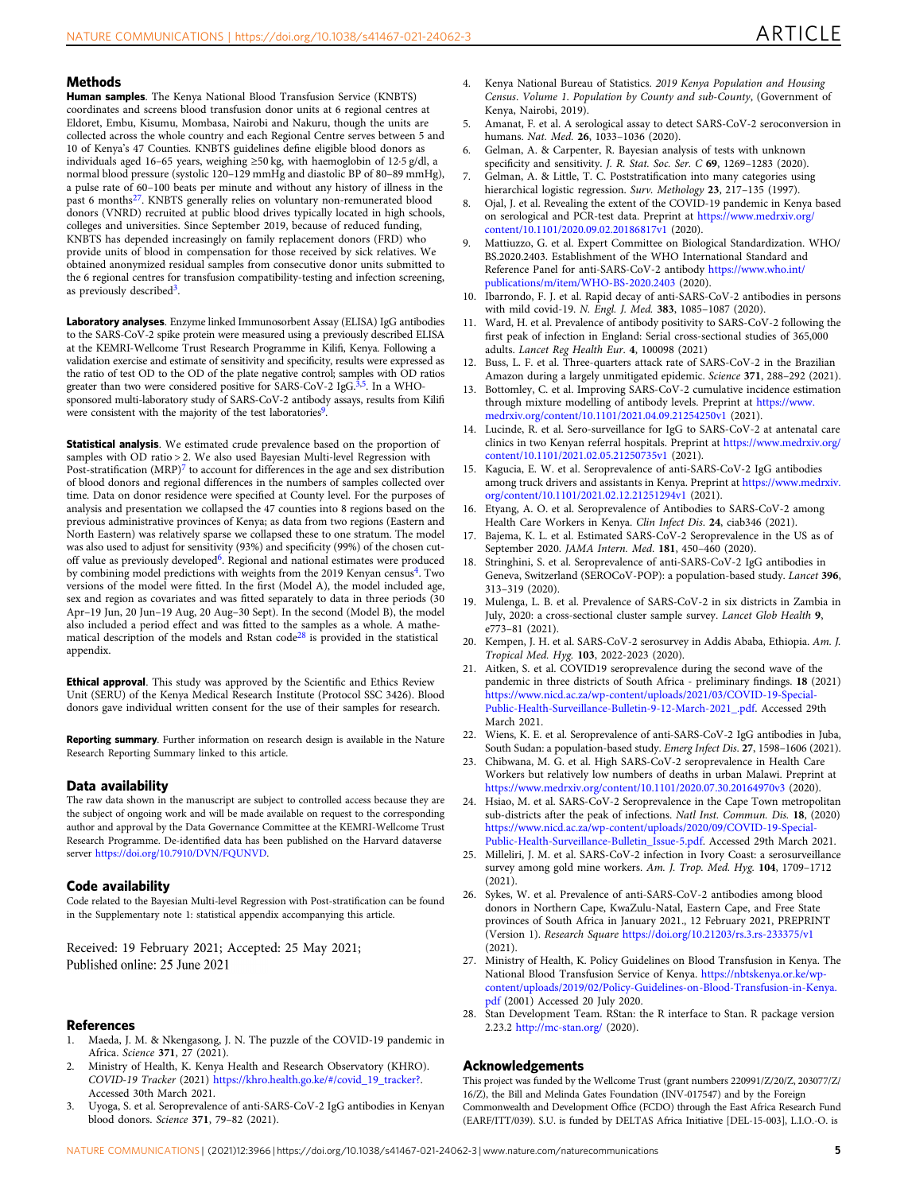## Methods

**Human samples**. The Kenya National Blood Transfusion Service (KNBTS) coordinates and screens blood transfusion donor units at 6 regional centres at Eldoret, Embu, Kisumu, Mombasa, Nairobi and Nakuru, though the units are collected across the whole country and each Regional Centre serves between 5 and 10 of Kenya's 47 Counties. KNBTS guidelines define eligible blood donors as individuals aged 16–65 years, weighing ≥50 kg, with haemoglobin of 12·5 g/dl, a normal blood pressure (systolic 120–129 mmHg and diastolic BP of 80–89 mmHg), a pulse rate of 60–100 beats per minute and without any history of illness in the past 6 months[27]. KNBTS generally relies on voluntary non-remunerated blood donors (VNRD) recruited at public blood drives typically located in high schools, colleges and universities. Since September 2019, because of reduced funding, KNBTS has depended increasingly on family replacement donors (FRD) who provide units of blood in compensation for those received by sick relatives. We obtained anonymized residual samples from consecutive donor units submitted to the 6 regional centres for transfusion compatibility-testing and infection screening, as previously described[3].

**Laboratory analyses**. Enzyme linked Immunosorbent Assay (ELISA) IgG antibodies to the SARS-CoV-2 spike protein were measured using a previously described ELISA at the KEMRI-Wellcome Trust Research Programme in Kilifi, Kenya. Following a validation exercise and estimate of sensitivity and specificity, results were expressed as the ratio of test OD to the OD of the plate negative control; samples with OD ratios greater than two were considered positive for SARS-CoV-2 IgG.[3,5]. In a WHO-sponsored multi-laboratory study of SARS-CoV-2 antibody assays, results from Kilifi were consistent with the majority of the test laboratories[9].

**Statistical analysis**. We estimated crude prevalence based on the proportion of samples with OD ratio > 2. We also used Bayesian Multi-level Regression with Post-stratification (MRP)[7] to account for differences in the age and sex distribution of blood donors and regional differences in the numbers of samples collected over time. Data on donor residence were specified at County level. For the purposes of analysis and presentation we collapsed the 47 counties into 8 regions based on the previous administrative provinces of Kenya; as data from two regions (Eastern and North Eastern) was relatively sparse we collapsed these to one stratum. The model was also used to adjust for sensitivity (93%) and specificity (99%) of the chosen cut-off value as previously developed[6]. Regional and national estimates were produced by combining model predictions with weights from the 2019 Kenyan census[4]. Two versions of the model were fitted. In the first (Model A), the model included age, sex and region as covariates and was fitted separately to data in three periods (30 Apr–19 Jun, 20 Jun–19 Aug, 20 Aug–30 Sept). In the second (Model B), the model also included a period effect and was fitted to the samples as a whole. A mathematical description of the models and Rstan code[28] is provided in the statistical appendix.

**Ethical approval**. This study was approved by the Scientific and Ethics Review Unit (SERU) of the Kenya Medical Research Institute (Protocol SSC 3426). Blood donors gave individual written consent for the use of their samples for research.

**Reporting summary**. Further information on research design is available in the Nature Research Reporting Summary linked to this article.

## Data availability

The raw data shown in the manuscript are subject to controlled access because they are the subject of ongoing work and will be made available on request to the corresponding author and approval by the Data Governance Committee at the KEMRI-Wellcome Trust Research Programme. De-identified data has been published on the Harvard dataverse server https://doi.org/10.7910/DVN/FQUNVD.

## Code availability

Code related to the Bayesian Multi-level Regression with Post-stratification can be found in the Supplementary note 1: statistical appendix accompanying this article.

Received: 19 February 2021; Accepted: 25 May 2021;
Published online: 25 June 2021

## References

1. Maeda, J. M. & Nkengasong, J. N. The puzzle of the COVID-19 pandemic in Africa. *Science* **371**, 27 (2021).
2. Ministry of Health, K. Kenya Health and Research Observatory (KHRO). *COVID-19 Tracker* (2021) https://khro.health.go.ke/#/covid_19_tracker?. Accessed 30th March 2021.
3. Uyoga, S. et al. Seroprevalence of anti-SARS-CoV-2 IgG antibodies in Kenyan blood donors. *Science* **371**, 79–82 (2021).
4. Kenya National Bureau of Statistics. *2019 Kenya Population and Housing Census. Volume 1. Population by County and sub-County*, (Government of Kenya, Nairobi, 2019).
5. Amanat, F. et al. A serological assay to detect SARS-CoV-2 seroconversion in humans. *Nat. Med.* **26**, 1033–1036 (2020).
6. Gelman, A. & Carpenter, R. Bayesian analysis of tests with unknown specificity and sensitivity. *J. R. Stat. Soc. Ser. C* **69**, 1269–1283 (2020).
7. Gelman, A. & Little, T. C. Poststratification into many categories using hierarchical logistic regression. *Surv. Methodology* **23**, 217–135 (1997).
8. Ojal, J. et al. Revealing the extent of the COVID-19 pandemic in Kenya based on serological and PCR-test data. Preprint at https://www.medrxiv.org/content/10.1101/2020.09.02.20186817v1 (2020).
9. Mattiuzzo, G. et al. Expert Committee on Biological Standardization. WHO/BS.2020.2403. Establishment of the WHO International Standard and Reference Panel for anti-SARS-CoV-2 antibody https://www.who.int/publications/m/item/WHO-BS-2020.2403 (2020).
10. Ibarrondo, F. J. et al. Rapid decay of anti-SARS-CoV-2 antibodies in persons with mild covid-19. *N. Engl. J. Med.* **383**, 1085–1087 (2020).
11. Ward, H. et al. Prevalence of antibody positivity to SARS-CoV-2 following the first peak of infection in England: Serial cross-sectional studies of 365,000 adults. *Lancet Reg Health Eur*. **4**, 100098 (2021)
12. Buss, L. F. et al. Three-quarters attack rate of SARS-CoV-2 in the Brazilian Amazon during a largely unmitigated epidemic. *Science* **371**, 288–292 (2021).
13. Bottomley, C. et al. Improving SARS-CoV-2 cumulative incidence estimation through mixture modelling of antibody levels. Preprint at https://www.medrxiv.org/content/10.1101/2021.04.09.21254250v1 (2021).
14. Lucinde, R. et al. Sero-surveillance for IgG to SARS-CoV-2 at antenatal care clinics in two Kenyan referral hospitals. Preprint at https://www.medrxiv.org/content/10.1101/2021.02.05.21250735v1 (2021).
15. Kagucia, E. W. et al. Seroprevalence of anti-SARS-CoV-2 IgG antibodies among truck drivers and assistants in Kenya. Preprint at https://www.medrxiv.org/content/10.1101/2021.02.12.21251294v1 (2021).
16. Etyang, A. O. et al. Seroprevalence of Antibodies to SARS-CoV-2 among Health Care Workers in Kenya. *Clin Infect Dis*. **24**, ciab346 (2021).
17. Bajema, K. L. et al. Estimated SARS-CoV-2 Seroprevalence in the US as of September 2020. *JAMA Intern. Med*. **181**, 450–460 (2020).
18. Stringhini, S. et al. Seroprevalence of anti-SARS-CoV-2 IgG antibodies in Geneva, Switzerland (SEROCoV-POP): a population-based study. *Lancet* **396**, 313–319 (2020).
19. Mulenga, L. B. et al. Prevalence of SARS-CoV-2 in six districts in Zambia in July, 2020: a cross-sectional cluster sample survey. *Lancet Glob Health* **9**, e773–81 (2021).
20. Kempen, J. H. et al. SARS-CoV-2 serosurvey in Addis Ababa, Ethiopia. *Am. J. Tropical Med. Hyg.* **103**, 2022-2023 (2020).
21. Aitken, S. et al. COVID19 seroprevalence during the second wave of the pandemic in three districts of South Africa - preliminary findings. **18** (2021) https://www.nicd.ac.za/wp-content/uploads/2021/03/COVID-19-Special-Public-Health-Surveillance-Bulletin-9-12-March-2021_.pdf. Accessed 29th March 2021.
22. Wiens, K. E. et al. Seroprevalence of anti-SARS-CoV-2 IgG antibodies in Juba, South Sudan: a population-based study. *Emerg Infect Dis*. **27**, 1598–1606 (2021).
23. Chibwana, M. G. et al. High SARS-CoV-2 seroprevalence in Health Care Workers but relatively low numbers of deaths in urban Malawi. Preprint at https://www.medrxiv.org/content/10.1101/2020.07.30.20164970v3 (2020).
24. Hsiao, M. et al. SARS-CoV-2 Seroprevalence in the Cape Town metropolitan sub-districts after the peak of infections. *Natl Inst. Commun. Dis.* **18**, (2020) https://www.nicd.ac.za/wp-content/uploads/2020/09/COVID-19-Special-Public-Health-Surveillance-Bulletin_Issue-5.pdf. Accessed 29th March 2021.
25. Milleliri, J. M. et al. SARS-CoV-2 infection in Ivory Coast: a serosurveillance survey among gold mine workers. *Am. J. Trop. Med. Hyg.* **104**, 1709–1712 (2021).
26. Sykes, W. et al. Prevalence of anti-SARS-CoV-2 antibodies among blood donors in Northern Cape, KwaZulu-Natal, Eastern Cape, and Free State provinces of South Africa in January 2021., 12 February 2021, PREPRINT (Version 1). *Research Square* https://doi.org/10.21203/rs.3.rs-233375/v1 (2021).
27. Ministry of Health, K. Policy Guidelines on Blood Transfusion in Kenya. The National Blood Transfusion Service of Kenya. https://nbtskenya.or.ke/wp-content/uploads/2019/02/Policy-Guidelines-on-Blood-Transfusion-in-Kenya.pdf (2001) Accessed 20 July 2020.
28. Stan Development Team. RStan: the R interface to Stan. R package version 2.23.2 http://mc-stan.org/ (2020).

## Acknowledgements

This project was funded by the Wellcome Trust (grant numbers 220991/Z/20/Z, 203077/Z/16/Z), the Bill and Melinda Gates Foundation (INV-017547) and by the Foreign Commonwealth and Development Office (FCDO) through the East Africa Research Fund (EARF/ITT/039). S.U. is funded by DELTAS Africa Initiative [DEL-15-003], L.I.O.-O. is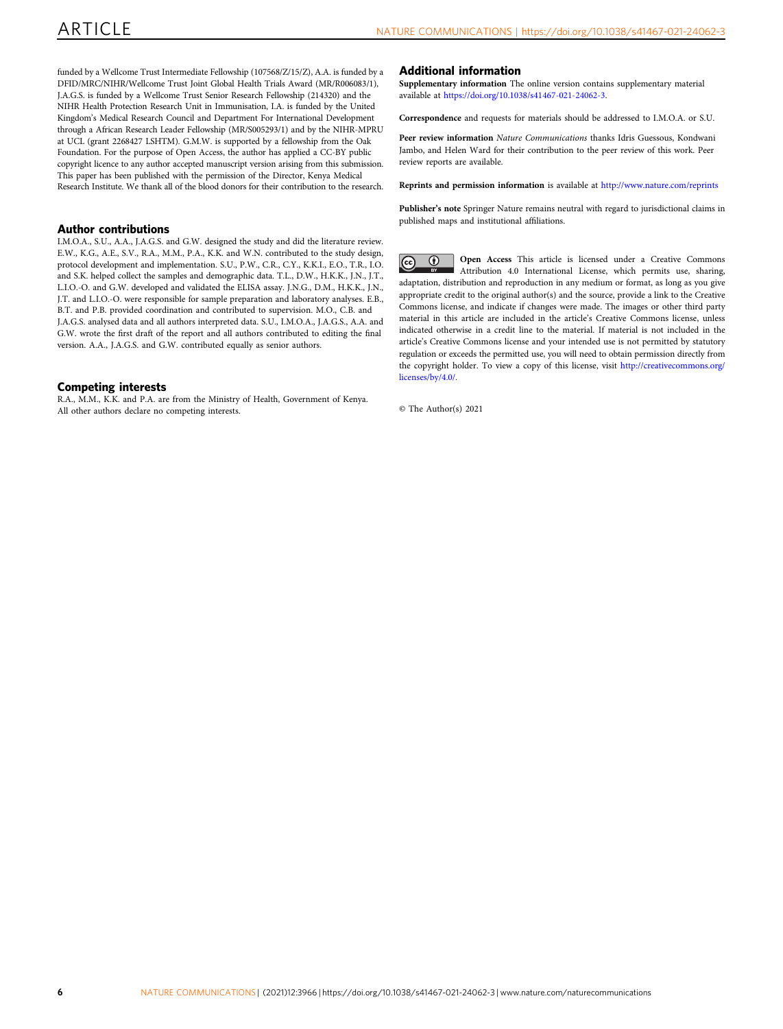funded by a Wellcome Trust Intermediate Fellowship (107568/Z/15/Z), A.A. is funded by a DFID/MRC/NIHR/Wellcome Trust Joint Global Health Trials Award (MR/R006083/1), J.A.G.S. is funded by a Wellcome Trust Senior Research Fellowship (214320) and the NIHR Health Protection Research Unit in Immunisation, I.A. is funded by the United Kingdom's Medical Research Council and Department For International Development through a African Research Leader Fellowship (MR/S005293/1) and by the NIHR-MPRU at UCL (grant 2268427 LSHTM). G.M.W. is supported by a fellowship from the Oak Foundation. For the purpose of Open Access, the author has applied a CC-BY public copyright licence to any author accepted manuscript version arising from this submission. This paper has been published with the permission of the Director, Kenya Medical Research Institute. We thank all of the blood donors for their contribution to the research.

## Author contributions

I.M.O.A., S.U., A.A., J.A.G.S. and G.W. designed the study and did the literature review. E.W., K.G., A.E., S.V., R.A., M.M., P.A., K.K. and W.N. contributed to the study design, protocol development and implementation. S.U., P.W., C.R., C.Y., K.K.I., E.O., T.R., I.O. and S.K. helped collect the samples and demographic data. T.L., D.W., H.K.K., J.N., J.T., L.I.O.-O. and G.W. developed and validated the ELISA assay. J.N.G., D.M., H.K.K., J.N., J.T. and L.I.O.-O. were responsible for sample preparation and laboratory analyses. E.B., B.T. and P.B. provided coordination and contributed to supervision. M.O., C.B. and J.A.G.S. analysed data and all authors interpreted data. S.U., I.M.O.A., J.A.G.S., A.A. and G.W. wrote the first draft of the report and all authors contributed to editing the final version. A.A., J.A.G.S. and G.W. contributed equally as senior authors.

## Competing interests

R.A., M.M., K.K. and P.A. are from the Ministry of Health, Government of Kenya. All other authors declare no competing interests.

## Additional information

**Supplementary information** The online version contains supplementary material available at https://doi.org/10.1038/s41467-021-24062-3.

**Correspondence** and requests for materials should be addressed to I.M.O.A. or S.U.

**Peer review information** *Nature Communications* thanks Idris Guessous, Kondwani Jambo, and Helen Ward for their contribution to the peer review of this work. Peer review reports are available.

**Reprints and permission information** is available at http://www.nature.com/reprints

**Publisher's note** Springer Nature remains neutral with regard to jurisdictional claims in published maps and institutional affiliations.

**Open Access** This article is licensed under a Creative Commons Attribution 4.0 International License, which permits use, sharing, adaptation, distribution and reproduction in any medium or format, as long as you give appropriate credit to the original author(s) and the source, provide a link to the Creative Commons license, and indicate if changes were made. The images or other third party material in this article are included in the article's Creative Commons license, unless indicated otherwise in a credit line to the material. If material is not included in the article's Creative Commons license and your intended use is not permitted by statutory regulation or exceeds the permitted use, you will need to obtain permission directly from the copyright holder. To view a copy of this license, visit http://creativecommons.org/licenses/by/4.0/.

© The Author(s) 2021